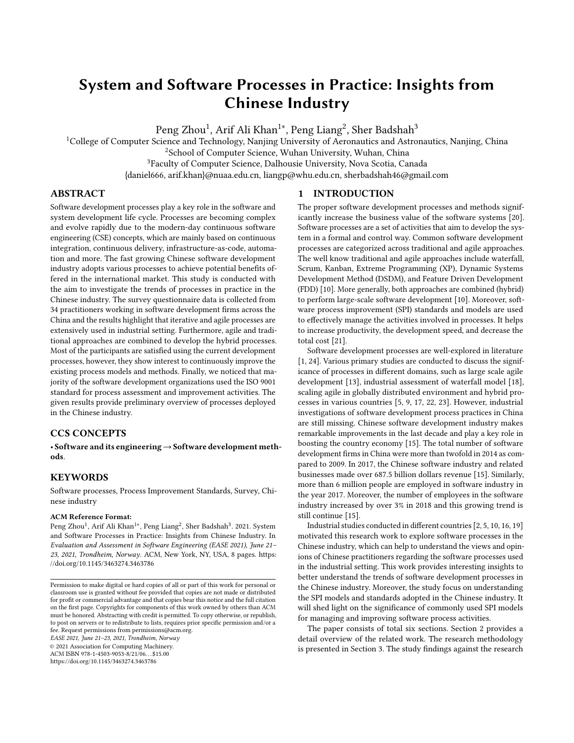# System and Software Processes in Practice: Insights from Chinese Industry

Peng Zhou[1], Arif Ali Khan[1*], Peng Liang[2], Sher Badshah[3]

[1]College of Computer Science and Technology, Nanjing University of Aeronautics and Astronautics, Nanjing, China
[2]School of Computer Science, Wuhan University, Wuhan, China
[3]Faculty of Computer Science, Dalhousie University, Nova Scotia, Canada
{daniel666, arif.khan}@nuaa.edu.cn, liangp@whu.edu.cn, sherbadshah46@gmail.com

## ABSTRACT

Software development processes play a key role in the software and system development life cycle. Processes are becoming complex and evolve rapidly due to the modern-day continuous software engineering (CSE) concepts, which are mainly based on continuous integration, continuous delivery, infrastructure-as-code, automation and more. The fast growing Chinese software development industry adopts various processes to achieve potential benefits offered in the international market. This study is conducted with the aim to investigate the trends of processes in practice in the Chinese industry. The survey questionnaire data is collected from 34 practitioners working in software development firms across the China and the results highlight that iterative and agile processes are extensively used in industrial setting. Furthermore, agile and traditional approaches are combined to develop the hybrid processes. Most of the participants are satisfied using the current development processes, however, they show interest to continuously improve the existing process models and methods. Finally, we noticed that majority of the software development organizations used the ISO 9001 standard for process assessment and improvement activities. The given results provide preliminary overview of processes deployed in the Chinese industry.

## CCS CONCEPTS

• **Software and its engineering → Software development methods**.

## KEYWORDS

Software processes, Process Improvement Standards, Survey, Chinese industry

**ACM Reference Format:**
Peng Zhou[1], Arif Ali Khan[1*], Peng Liang[2], Sher Badshah[3]. 2021. System and Software Processes in Practice: Insights from Chinese Industry. In *Evaluation and Assessment in Software Engineering (EASE 2021), June 21–23, 2021, Trondheim, Norway*. ACM, New York, NY, USA, 8 pages. https://doi.org/10.1145/3463274.3463786

Permission to make digital or hard copies of all or part of this work for personal or classroom use is granted without fee provided that copies are not made or distributed for profit or commercial advantage and that copies bear this notice and the full citation on the first page. Copyrights for components of this work owned by others than ACM must be honored. Abstracting with credit is permitted. To copy otherwise, or republish, to post on servers or to redistribute to lists, requires prior specific permission and/or a fee. Request permissions from permissions@acm.org.
*EASE 2021, June 21–23, 2021, Trondheim, Norway*
© 2021 Association for Computing Machinery.
ACM ISBN 978-1-4503-9053-8/21/06…$15.00
https://doi.org/10.1145/3463274.3463786

## 1 INTRODUCTION

The proper software development processes and methods significantly increase the business value of the software systems [20]. Software processes are a set of activities that aim to develop the system in a formal and control way. Common software development processes are categorized across traditional and agile approaches. The well know traditional and agile approaches include waterfall, Scrum, Kanban, Extreme Programming (XP), Dynamic Systems Development Method (DSDM), and Feature Driven Development (FDD) [10]. More generally, both approaches are combined (hybrid) to perform large-scale software development [10]. Moreover, software process improvement (SPI) standards and models are used to effectively manage the activities involved in processes. It helps to increase productivity, the development speed, and decrease the total cost [21].

Software development processes are well-explored in literature [1, 24]. Various primary studies are conducted to discuss the significance of processes in different domains, such as large scale agile development [13], industrial assessment of waterfall model [18], scaling agile in globally distributed environment and hybrid processes in various countries [5, 9, 17, 22, 23]. However, industrial investigations of software development process practices in China are still missing. Chinese software development industry makes remarkable improvements in the last decade and play a key role in boosting the country economy [15]. The total number of software development firms in China were more than twofold in 2014 as compared to 2009. In 2017, the Chinese software industry and related businesses made over 687.5 billion dollars revenue [15]. Similarly, more than 6 million people are employed in software industry in the year 2017. Moreover, the number of employees in the software industry increased by over 3% in 2018 and this growing trend is still continue [15].

Industrial studies conducted in different countries [2, 5, 10, 16, 19] motivated this research work to explore software processes in the Chinese industry, which can help to understand the views and opinions of Chinese practitioners regarding the software processes used in the industrial setting. This work provides interesting insights to better understand the trends of software development processes in the Chinese industry. Moreover, the study focus on understanding the SPI models and standards adopted in the Chinese industry. It will shed light on the significance of commonly used SPI models for managing and improving software process activities.

The paper consists of total six sections. Section 2 provides a detail overview of the related work. The research methodology is presented in Section 3. The study findings against the research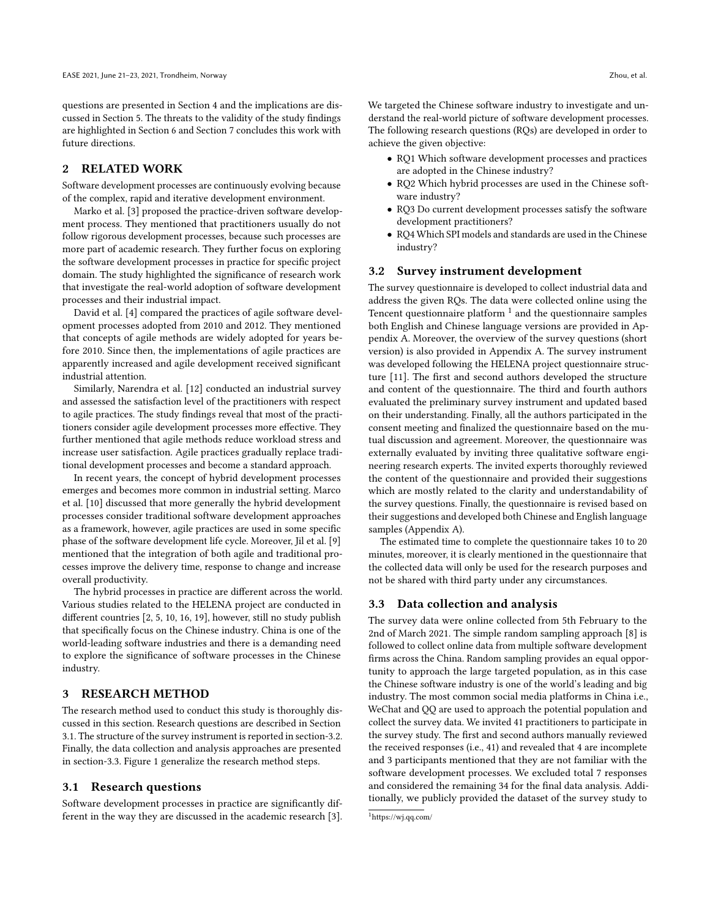questions are presented in Section 4 and the implications are discussed in Section 5. The threats to the validity of the study findings are highlighted in Section 6 and Section 7 concludes this work with future directions.

## 2 RELATED WORK

Software development processes are continuously evolving because of the complex, rapid and iterative development environment.

Marko et al. [3] proposed the practice-driven software development process. They mentioned that practitioners usually do not follow rigorous development processes, because such processes are more part of academic research. They further focus on exploring the software development processes in practice for specific project domain. The study highlighted the significance of research work that investigate the real-world adoption of software development processes and their industrial impact.

David et al. [4] compared the practices of agile software development processes adopted from 2010 and 2012. They mentioned that concepts of agile methods are widely adopted for years before 2010. Since then, the implementations of agile practices are apparently increased and agile development received significant industrial attention.

Similarly, Narendra et al. [12] conducted an industrial survey and assessed the satisfaction level of the practitioners with respect to agile practices. The study findings reveal that most of the practitioners consider agile development processes more effective. They further mentioned that agile methods reduce workload stress and increase user satisfaction. Agile practices gradually replace traditional development processes and become a standard approach.

In recent years, the concept of hybrid development processes emerges and becomes more common in industrial setting. Marco et al. [10] discussed that more generally the hybrid development processes consider traditional software development approaches as a framework, however, agile practices are used in some specific phase of the software development life cycle. Moreover, Jil et al. [9] mentioned that the integration of both agile and traditional processes improve the delivery time, response to change and increase overall productivity.

The hybrid processes in practice are different across the world. Various studies related to the HELENA project are conducted in different countries [2, 5, 10, 16, 19], however, still no study publish that specifically focus on the Chinese industry. China is one of the world-leading software industries and there is a demanding need to explore the significance of software processes in the Chinese industry.

## 3 RESEARCH METHOD

The research method used to conduct this study is thoroughly discussed in this section. Research questions are described in Section 3.1. The structure of the survey instrument is reported in section-3.2. Finally, the data collection and analysis approaches are presented in section-3.3. Figure 1 generalize the research method steps.

### 3.1 Research questions

Software development processes in practice are significantly different in the way they are discussed in the academic research [3]. We targeted the Chinese software industry to investigate and understand the real-world picture of software development processes. The following research questions (RQs) are developed in order to achieve the given objective:

- RQ1 Which software development processes and practices are adopted in the Chinese industry?
- RQ2 Which hybrid processes are used in the Chinese software industry?
- RQ3 Do current development processes satisfy the software development practitioners?
- RQ4 Which SPI models and standards are used in the Chinese industry?

### 3.2 Survey instrument development

The survey questionnaire is developed to collect industrial data and address the given RQs. The data were collected online using the Tencent questionnaire platform [1] and the questionnaire samples both English and Chinese language versions are provided in Appendix A. Moreover, the overview of the survey questions (short version) is also provided in Appendix A. The survey instrument was developed following the HELENA project questionnaire structure [11]. The first and second authors developed the structure and content of the questionnaire. The third and fourth authors evaluated the preliminary survey instrument and updated based on their understanding. Finally, all the authors participated in the consent meeting and finalized the questionnaire based on the mutual discussion and agreement. Moreover, the questionnaire was externally evaluated by inviting three qualitative software engineering research experts. The invited experts thoroughly reviewed the content of the questionnaire and provided their suggestions which are mostly related to the clarity and understandability of the survey questions. Finally, the questionnaire is revised based on their suggestions and developed both Chinese and English language samples (Appendix A).

The estimated time to complete the questionnaire takes 10 to 20 minutes, moreover, it is clearly mentioned in the questionnaire that the collected data will only be used for the research purposes and not be shared with third party under any circumstances.

### 3.3 Data collection and analysis

The survey data were online collected from 5th February to the 2nd of March 2021. The simple random sampling approach [8] is followed to collect online data from multiple software development firms across the China. Random sampling provides an equal opportunity to approach the large targeted population, as in this case the Chinese software industry is one of the world's leading and big industry. The most common social media platforms in China i.e., WeChat and QQ are used to approach the potential population and collect the survey data. We invited 41 practitioners to participate in the survey study. The first and second authors manually reviewed the received responses (i.e., 41) and revealed that 4 are incomplete and 3 participants mentioned that they are not familiar with the software development processes. We excluded total 7 responses and considered the remaining 34 for the final data analysis. Additionally, we publicly provided the dataset of the survey study to

[1] https://wj.qq.com/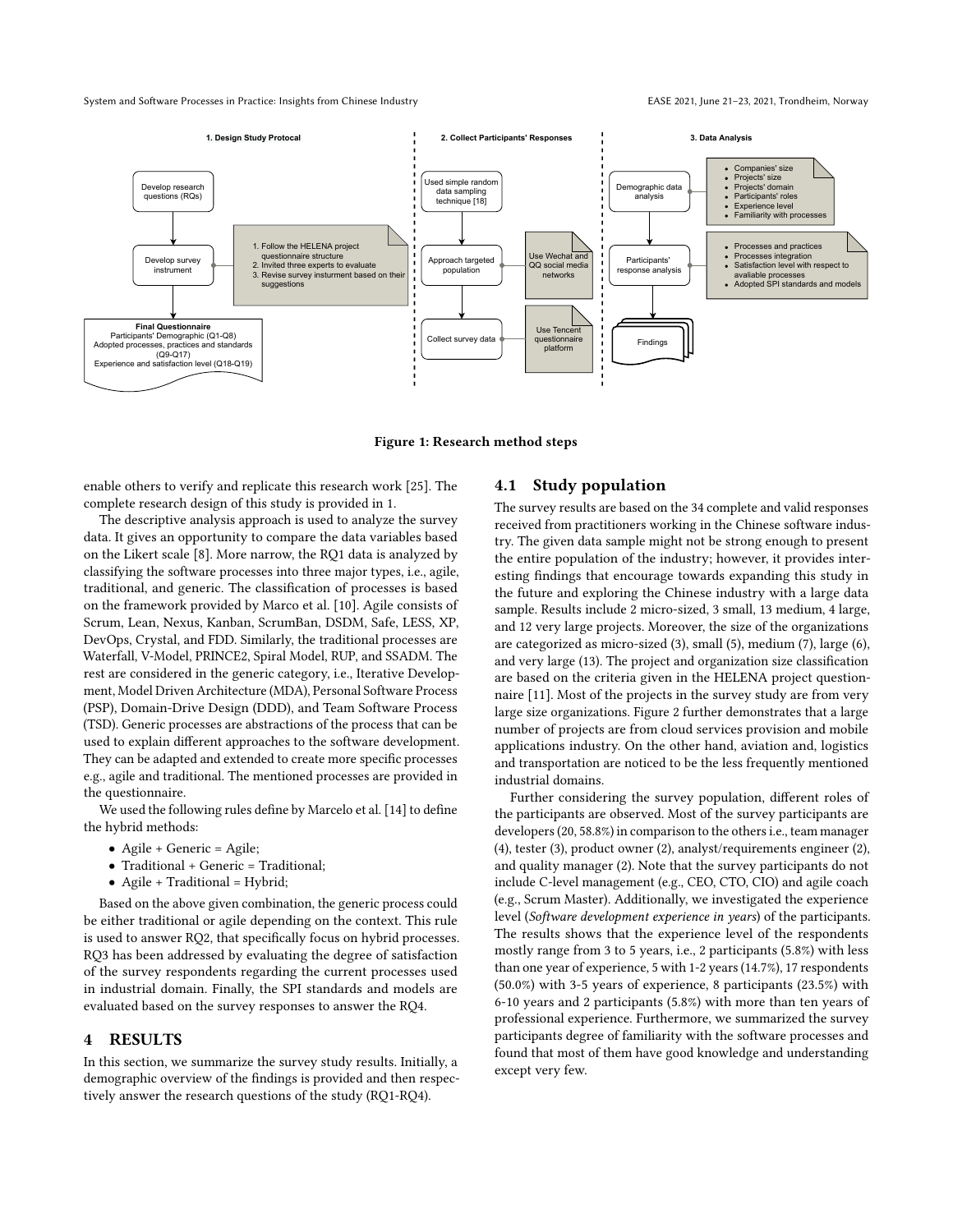**1. Design Study Protocal**

Develop research questions (RQs)

Develop survey instrument

1. Follow the HELENA project questionnaire structure
2. Invited three experts to evaluate
3. Revise survey insturment based on their suggestions

**Final Questionnaire**
Participants' Demographic (Q1-Q8)
Adopted processes, practices and standards (Q9-Q17)
Experience and satisfaction level (Q18-Q19)

**2. Collect Participants' Responses**

Used simple random data sampling technique [18]

Approach targeted population

Use Wechat and QQ social media networks

Collect survey data

Use Tencent questionnaire platform

**3. Data Analysis**

Demographic data analysis

- Companies' size
- Projects' size
- Projects' domain
- Participants' roles
- Experience level
- Familiarity with processes

Participants' response analysis

- Processes and practices
- Processes integration
- Satisfaction level with respect to avaliable processes
- Adopted SPI standards and models

Findings

**Figure 1: Research method steps**

enable others to verify and replicate this research work [25]. The complete research design of this study is provided in 1.

The descriptive analysis approach is used to analyze the survey data. It gives an opportunity to compare the data variables based on the Likert scale [8]. More narrow, the RQ1 data is analyzed by classifying the software processes into three major types, i.e., agile, traditional, and generic. The classification of processes is based on the framework provided by Marco et al. [10]. Agile consists of Scrum, Lean, Nexus, Kanban, ScrumBan, DSDM, Safe, LESS, XP, DevOps, Crystal, and FDD. Similarly, the traditional processes are Waterfall, V-Model, PRINCE2, Spiral Model, RUP, and SSADM. The rest are considered in the generic category, i.e., Iterative Development, Model Driven Architecture (MDA), Personal Software Process (PSP), Domain-Drive Design (DDD), and Team Software Process (TSD). Generic processes are abstractions of the process that can be used to explain different approaches to the software development. They can be adapted and extended to create more specific processes e.g., agile and traditional. The mentioned processes are provided in the questionnaire.

We used the following rules define by Marcelo et al. [14] to define the hybrid methods:

- Agile + Generic = Agile;
- Traditional + Generic = Traditional;
- Agile + Traditional = Hybrid;

Based on the above given combination, the generic process could be either traditional or agile depending on the context. This rule is used to answer RQ2, that specifically focus on hybrid processes. RQ3 has been addressed by evaluating the degree of satisfaction of the survey respondents regarding the current processes used in industrial domain. Finally, the SPI standards and models are evaluated based on the survey responses to answer the RQ4.

# 4 RESULTS

In this section, we summarize the survey study results. Initially, a demographic overview of the findings is provided and then respectively answer the research questions of the study (RQ1-RQ4).

## 4.1 Study population

The survey results are based on the 34 complete and valid responses received from practitioners working in the Chinese software industry. The given data sample might not be strong enough to present the entire population of the industry; however, it provides interesting findings that encourage towards expanding this study in the future and exploring the Chinese industry with a large data sample. Results include 2 micro-sized, 3 small, 13 medium, 4 large, and 12 very large projects. Moreover, the size of the organizations are categorized as micro-sized (3), small (5), medium (7), large (6), and very large (13). The project and organization size classification are based on the criteria given in the HELENA project questionnaire [11]. Most of the projects in the survey study are from very large size organizations. Figure 2 further demonstrates that a large number of projects are from cloud services provision and mobile applications industry. On the other hand, aviation and, logistics and transportation are noticed to be the less frequently mentioned industrial domains.

Further considering the survey population, different roles of the participants are observed. Most of the survey participants are developers (20, 58.8%) in comparison to the others i.e., team manager (4), tester (3), product owner (2), analyst/requirements engineer (2), and quality manager (2). Note that the survey participants do not include C-level management (e.g., CEO, CTO, CIO) and agile coach (e.g., Scrum Master). Additionally, we investigated the experience level (*Software development experience in years*) of the participants. The results shows that the experience level of the respondents mostly range from 3 to 5 years, i.e., 2 participants (5.8%) with less than one year of experience, 5 with 1-2 years (14.7%), 17 respondents (50.0%) with 3-5 years of experience, 8 participants (23.5%) with 6-10 years and 2 participants (5.8%) with more than ten years of professional experience. Furthermore, we summarized the survey participants degree of familiarity with the software processes and found that most of them have good knowledge and understanding except very few.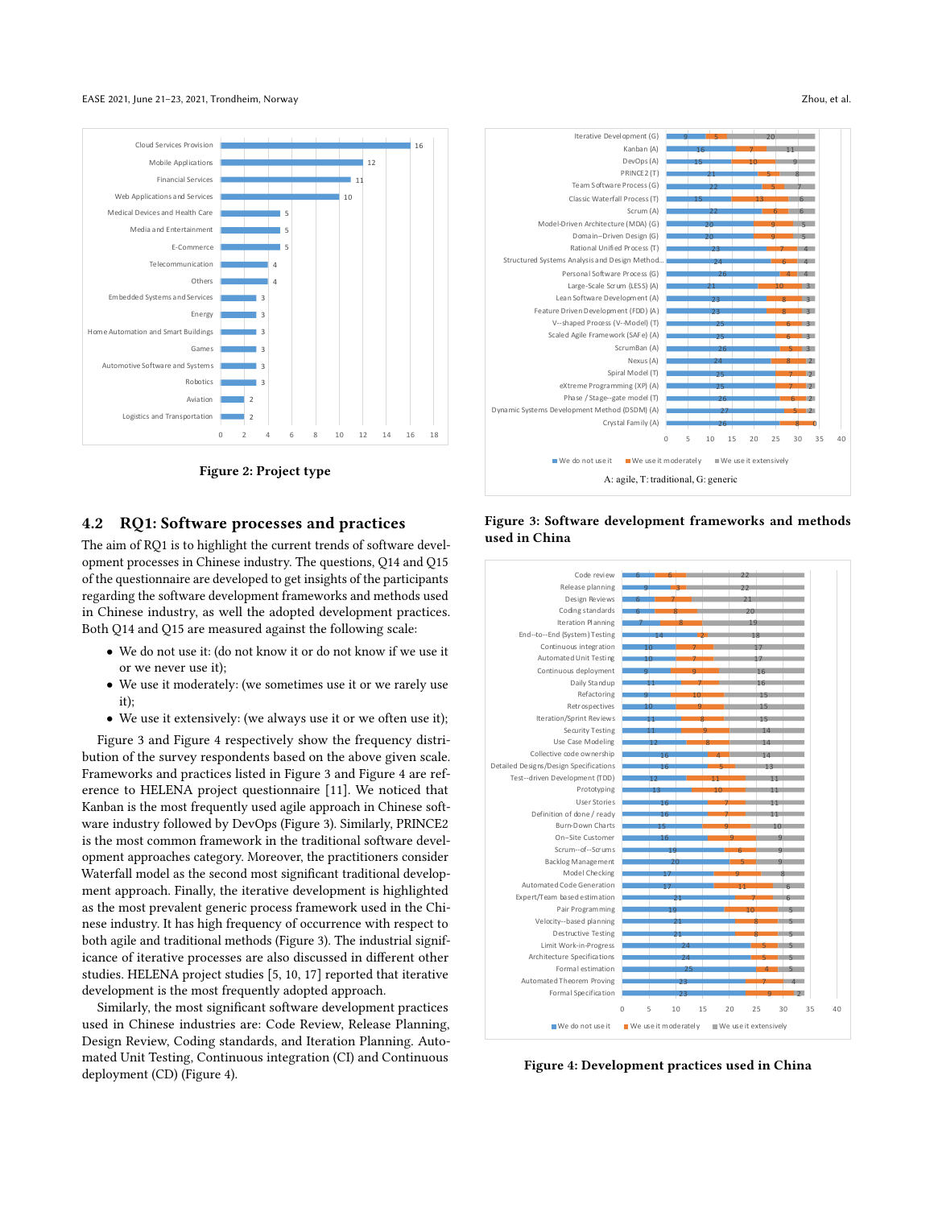**Figure 2: Project type**

**Figure 3: Software development frameworks and methods used in China**

**Figure 4: Development practices used in China**

## 4.2 RQ1: Software processes and practices

The aim of RQ1 is to highlight the current trends of software development processes in Chinese industry. The questions, Q14 and Q15 of the questionnaire are developed to get insights of the participants regarding the software development frameworks and methods used in Chinese industry, as well the adopted development practices. Both Q14 and Q15 are measured against the following scale:

- We do not use it: (do not know it or do not know if we use it or we never use it);
- We use it moderately: (we sometimes use it or we rarely use it);
- We use it extensively: (we always use it or we often use it);

Figure 3 and Figure 4 respectively show the frequency distribution of the survey respondents based on the above given scale. Frameworks and practices listed in Figure 3 and Figure 4 are reference to HELENA project questionnaire [11]. We noticed that Kanban is the most frequently used agile approach in Chinese software industry followed by DevOps (Figure 3). Similarly, PRINCE2 is the most common framework in the traditional software development approaches category. Moreover, the practitioners consider Waterfall model as the second most significant traditional development approach. Finally, the iterative development is highlighted as the most prevalent generic process framework used in the Chinese industry. It has high frequency of occurrence with respect to both agile and traditional methods (Figure 3). The industrial significance of iterative processes are also discussed in different other studies. HELENA project studies [5, 10, 17] reported that iterative development is the most frequently adopted approach.

Similarly, the most significant software development practices used in Chinese industries are: Code Review, Release Planning, Design Review, Coding standards, and Iteration Planning. Automated Unit Testing, Continuous integration (CI) and Continuous deployment (CD) (Figure 4).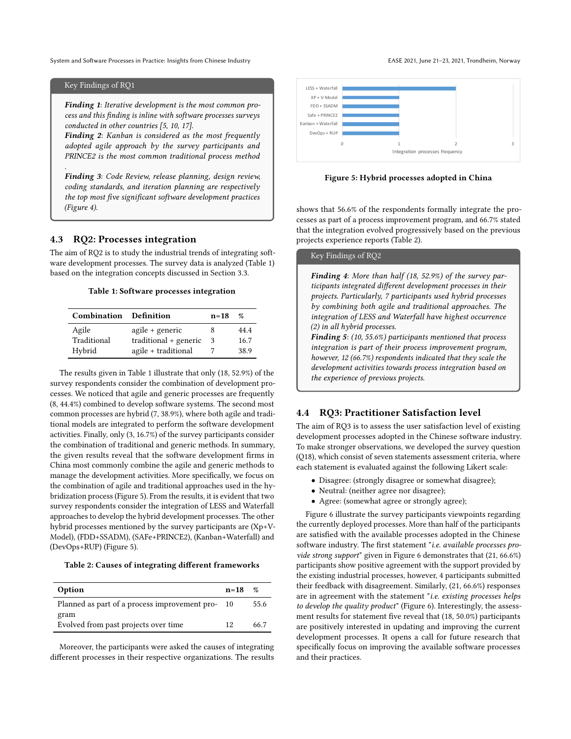> **Key Findings of RQ1**
>
> ***Finding 1***: *Iterative development is the most common process and this finding is inline with software processes surveys conducted in other countries [5, 10, 17].*
> ***Finding 2***: *Kanban is considered as the most frequently adopted agile approach by the survey participants and PRINCE2 is the most common traditional process method .*
> ***Finding 3***: *Code Review, release planning, design review, coding standards, and iteration planning are respectively the top most five significant software development practices (Figure 4).*

## 4.3 RQ2: Processes integration

The aim of RQ2 is to study the industrial trends of integrating software development processes. The survey data is analyzed (Table 1) based on the integration concepts discussed in Section 3.3.

**Table 1: Software processes integration**

| Combination | Definition | n=18 | % |
|---|---|---|---|
| Agile | agile + generic | 8 | 44.4 |
| Traditional | traditional + generic | 3 | 16.7 |
| Hybrid | agile + traditional | 7 | 38.9 |

The results given in Table 1 illustrate that only (18, 52.9%) of the survey respondents consider the combination of development processes. We noticed that agile and generic processes are frequently (8, 44.4%) combined to develop software systems. The second most common processes are hybrid (7, 38.9%), where both agile and traditional models are integrated to perform the software development activities. Finally, only (3, 16.7%) of the survey participants consider the combination of traditional and generic methods. In summary, the given results reveal that the software development firms in China most commonly combine the agile and generic methods to manage the development activities. More specifically, we focus on the combination of agile and traditional approaches used in the hybridization process (Figure 5). From the results, it is evident that two survey respondents consider the integration of LESS and Waterfall approaches to develop the hybrid development processes. The other hybrid processes mentioned by the survey participants are (Xp+V-Model), (FDD+SSADM), (SAFe+PRINCE2), (Kanban+Waterfall) and (DevOps+RUP) (Figure 5).

**Table 2: Causes of integrating different frameworks**

| Option | n=18 | % |
|---|---|---|
| Planned as part of a process improvement program | 10 | 55.6 |
| Evolved from past projects over time | 12 | 66.7 |

Moreover, the participants were asked the causes of integrating different processes in their respective organizations. The results shows that 56.6% of the respondents formally integrate the processes as part of a process improvement program, and 66.7% stated that the integration evolved progressively based on the previous projects experience reports (Table 2).

**Figure 5: Hybrid processes adopted in China**

> **Key Findings of RQ2**
>
> ***Finding 4***: *More than half (18, 52.9%) of the survey participants integrated different development processes in their projects. Particularly, 7 participants used hybrid processes by combining both agile and traditional approaches. The integration of LESS and Waterfall have highest occurrence (2) in all hybrid processes.*
> ***Finding 5***: *(10, 55.6%) participants mentioned that process integration is part of their process improvement program, however, 12 (66.7%) respondents indicated that they scale the development activities towards process integration based on the experience of previous projects.*

## 4.4 RQ3: Practitioner Satisfaction level

The aim of RQ3 is to assess the user satisfaction level of existing development processes adopted in the Chinese software industry. To make stronger observations, we developed the survey question (Q18), which consist of seven statements assessment criteria, where each statement is evaluated against the following Likert scale:

- Disagree: (strongly disagree or somewhat disagree);
- Neutral: (neither agree nor disagree);
- Agree: (somewhat agree or strongly agree);

Figure 6 illustrate the survey participants viewpoints regarding the currently deployed processes. More than half of the participants are satisfied with the available processes adopted in the Chinese software industry. The first statement "*i.e. available processes provide strong support*" given in Figure 6 demonstrates that (21, 66.6%) participants show positive agreement with the support provided by the existing industrial processes, however, 4 participants submitted their feedback with disagreement. Similarly, (21, 66.6%) responses are in agreement with the statement "*i.e. existing processes helps to develop the quality product*" (Figure 6). Interestingly, the assessment results for statement five reveal that (18, 50.0%) participants are positively interested in updating and improving the current development processes. It opens a call for future research that specifically focus on improving the available software processes and their practices.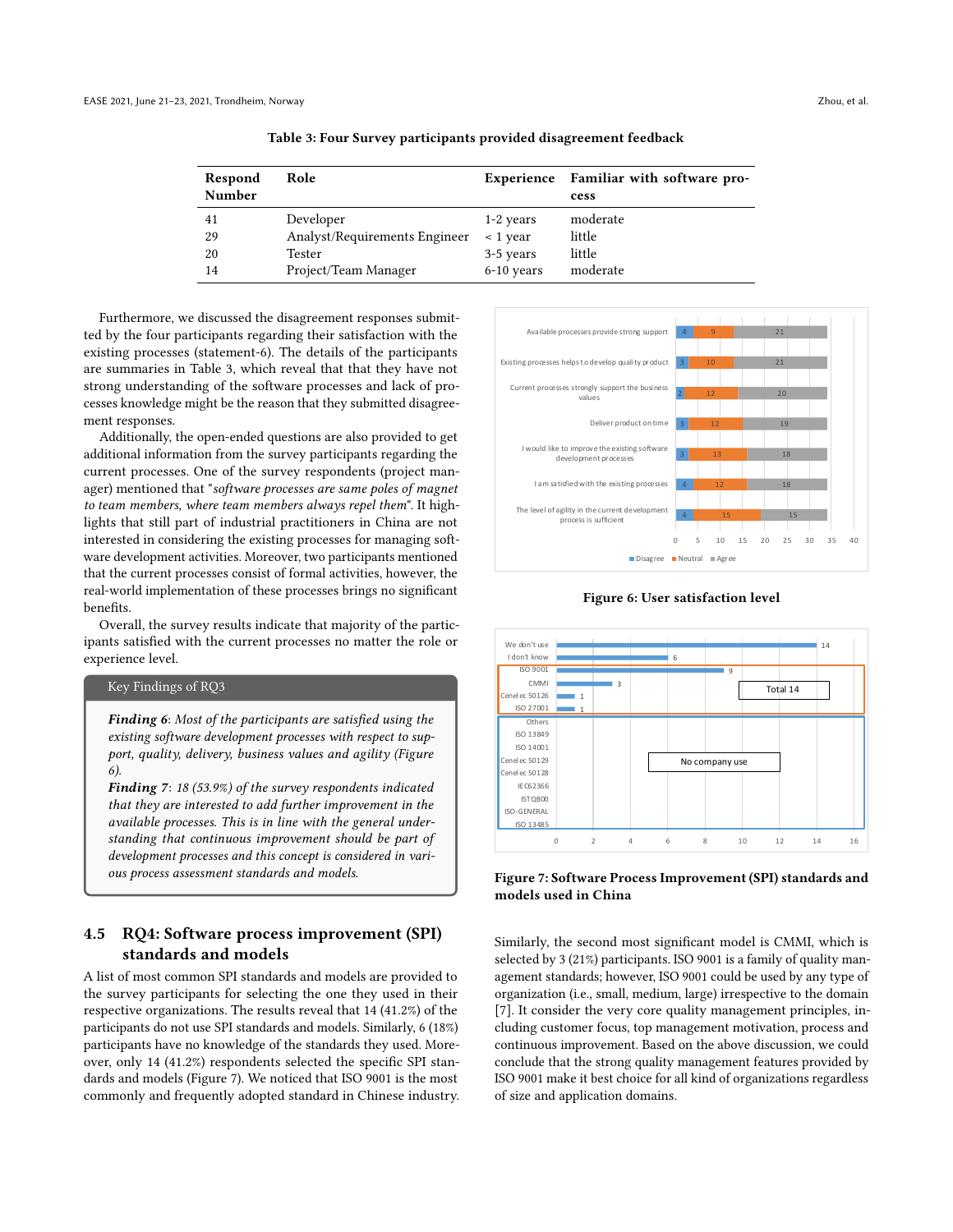Table 3: Four Survey participants provided disagreement feedback

| Respond Number | Role | Experience | Familiar with software process |
|---|---|---|---|
| 41 | Developer | 1-2 years | moderate |
| 29 | Analyst/Requirements Engineer | < 1 year | little |
| 20 | Tester | 3-5 years | little |
| 14 | Project/Team Manager | 6-10 years | moderate |

Furthermore, we discussed the disagreement responses submitted by the four participants regarding their satisfaction with the existing processes (statement-6). The details of the participants are summaries in Table 3, which reveal that that they have not strong understanding of the software processes and lack of processes knowledge might be the reason that they submitted disagreement responses.

Additionally, the open-ended questions are also provided to get additional information from the survey participants regarding the current processes. One of the survey respondents (project manager) mentioned that "*software processes are same poles of magnet to team members, where team members always repel them*". It highlights that still part of industrial practitioners in China are not interested in considering the existing processes for managing software development activities. Moreover, two participants mentioned that the current processes consist of formal activities, however, the real-world implementation of these processes brings no significant benefits.

Overall, the survey results indicate that majority of the participants satisfied with the current processes no matter the role or experience level.

> **Key Findings of RQ3**
>
> ***Finding 6***: *Most of the participants are satisfied using the existing software development processes with respect to support, quality, delivery, business values and agility (Figure 6).*
>
> ***Finding 7***: *18 (53.9%) of the survey respondents indicated that they are interested to add further improvement in the available processes. This is in line with the general understanding that continuous improvement should be part of development processes and this concept is considered in various process assessment standards and models.*

Figure 6: User satisfaction level

Figure 7: Software Process Improvement (SPI) standards and models used in China

## 4.5 RQ4: Software process improvement (SPI) standards and models

A list of most common SPI standards and models are provided to the survey participants for selecting the one they used in their respective organizations. The results reveal that 14 (41.2%) of the participants do not use SPI standards and models. Similarly, 6 (18%) participants have no knowledge of the standards they used. Moreover, only 14 (41.2%) respondents selected the specific SPI standards and models (Figure 7). We noticed that ISO 9001 is the most commonly and frequently adopted standard in Chinese industry. Similarly, the second most significant model is CMMI, which is selected by 3 (21%) participants. ISO 9001 is a family of quality management standards; however, ISO 9001 could be used by any type of organization (i.e., small, medium, large) irrespective to the domain [7]. It consider the very core quality management principles, including customer focus, top management motivation, process and continuous improvement. Based on the above discussion, we could conclude that the strong quality management features provided by ISO 9001 make it best choice for all kind of organizations regardless of size and application domains.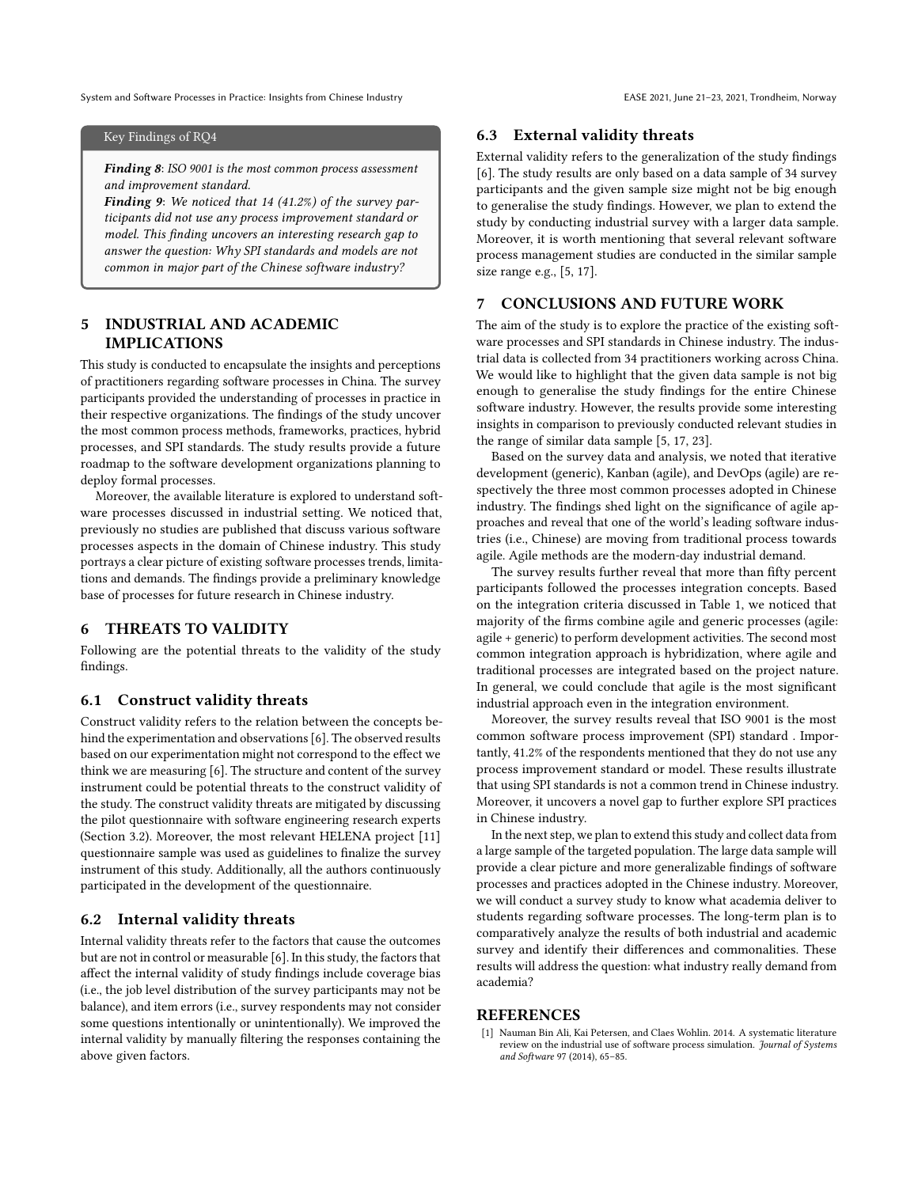> Key Findings of RQ4
>
> ***Finding 8***: *ISO 9001 is the most common process assessment and improvement standard.*
> ***Finding 9***: *We noticed that 14 (41.2%) of the survey participants did not use any process improvement standard or model. This finding uncovers an interesting research gap to answer the question: Why SPI standards and models are not common in major part of the Chinese software industry?*

# 5 INDUSTRIAL AND ACADEMIC IMPLICATIONS

This study is conducted to encapsulate the insights and perceptions of practitioners regarding software processes in China. The survey participants provided the understanding of processes in practice in their respective organizations. The findings of the study uncover the most common process methods, frameworks, practices, hybrid processes, and SPI standards. The study results provide a future roadmap to the software development organizations planning to deploy formal processes.

Moreover, the available literature is explored to understand software processes discussed in industrial setting. We noticed that, previously no studies are published that discuss various software processes aspects in the domain of Chinese industry. This study portrays a clear picture of existing software processes trends, limitations and demands. The findings provide a preliminary knowledge base of processes for future research in Chinese industry.

# 6 THREATS TO VALIDITY

Following are the potential threats to the validity of the study findings.

## 6.1 Construct validity threats

Construct validity refers to the relation between the concepts behind the experimentation and observations [6]. The observed results based on our experimentation might not correspond to the effect we think we are measuring [6]. The structure and content of the survey instrument could be potential threats to the construct validity of the study. The construct validity threats are mitigated by discussing the pilot questionnaire with software engineering research experts (Section 3.2). Moreover, the most relevant HELENA project [11] questionnaire sample was used as guidelines to finalize the survey instrument of this study. Additionally, all the authors continuously participated in the development of the questionnaire.

## 6.2 Internal validity threats

Internal validity threats refer to the factors that cause the outcomes but are not in control or measurable [6]. In this study, the factors that affect the internal validity of study findings include coverage bias (i.e., the job level distribution of the survey participants may not be balance), and item errors (i.e., survey respondents may not consider some questions intentionally or unintentionally). We improved the internal validity by manually filtering the responses containing the above given factors.

## 6.3 External validity threats

External validity refers to the generalization of the study findings [6]. The study results are only based on a data sample of 34 survey participants and the given sample size might not be big enough to generalise the study findings. However, we plan to extend the study by conducting industrial survey with a larger data sample. Moreover, it is worth mentioning that several relevant software process management studies are conducted in the similar sample size range e.g., [5, 17].

# 7 CONCLUSIONS AND FUTURE WORK

The aim of the study is to explore the practice of the existing software processes and SPI standards in Chinese industry. The industrial data is collected from 34 practitioners working across China. We would like to highlight that the given data sample is not big enough to generalise the study findings for the entire Chinese software industry. However, the results provide some interesting insights in comparison to previously conducted relevant studies in the range of similar data sample [5, 17, 23].

Based on the survey data and analysis, we noted that iterative development (generic), Kanban (agile), and DevOps (agile) are respectively the three most common processes adopted in Chinese industry. The findings shed light on the significance of agile approaches and reveal that one of the world's leading software industries (i.e., Chinese) are moving from traditional process towards agile. Agile methods are the modern-day industrial demand.

The survey results further reveal that more than fifty percent participants followed the processes integration concepts. Based on the integration criteria discussed in Table 1, we noticed that majority of the firms combine agile and generic processes (agile: agile + generic) to perform development activities. The second most common integration approach is hybridization, where agile and traditional processes are integrated based on the project nature. In general, we could conclude that agile is the most significant industrial approach even in the integration environment.

Moreover, the survey results reveal that ISO 9001 is the most common software process improvement (SPI) standard . Importantly, 41.2% of the respondents mentioned that they do not use any process improvement standard or model. These results illustrate that using SPI standards is not a common trend in Chinese industry. Moreover, it uncovers a novel gap to further explore SPI practices in Chinese industry.

In the next step, we plan to extend this study and collect data from a large sample of the targeted population. The large data sample will provide a clear picture and more generalizable findings of software processes and practices adopted in the Chinese industry. Moreover, we will conduct a survey study to know what academia deliver to students regarding software processes. The long-term plan is to comparatively analyze the results of both industrial and academic survey and identify their differences and commonalities. These results will address the question: what industry really demand from academia?

# REFERENCES

[1] Nauman Bin Ali, Kai Petersen, and Claes Wohlin. 2014. A systematic literature review on the industrial use of software process simulation. *Journal of Systems and Software* 97 (2014), 65–85.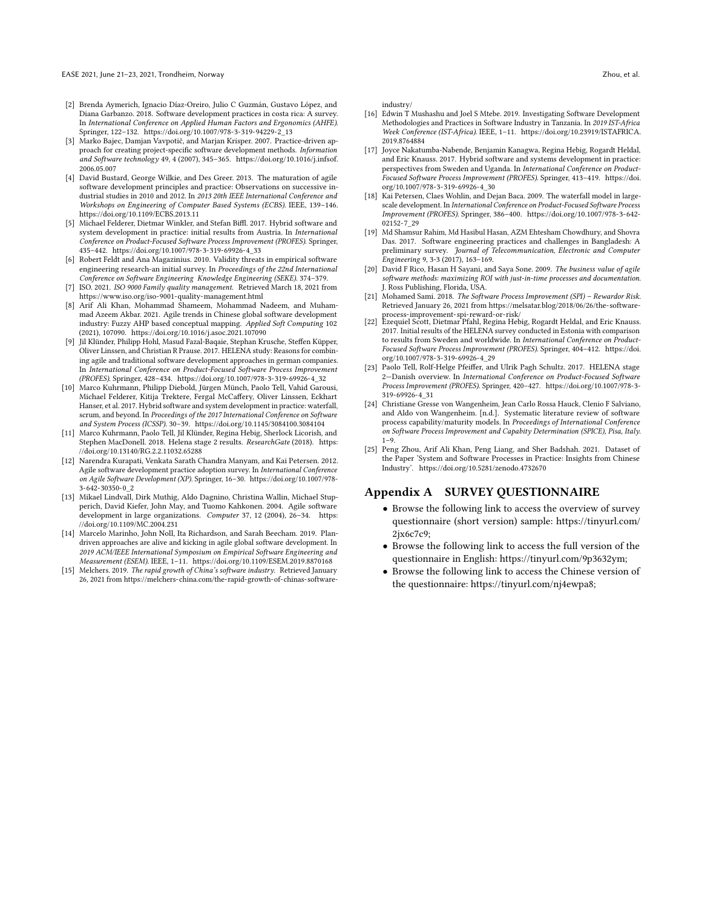[2] Brenda Aymerich, Ignacio Díaz-Oreiro, Julio C Guzmán, Gustavo López, and Diana Garbanzo. 2018. Software development practices in costa rica: A survey. In *International Conference on Applied Human Factors and Ergonomics (AHFE)*. Springer, 122–132. https://doi.org/10.1007/978-3-319-94229-2_13

[3] Marko Bajec, Damjan Vavpotič, and Marjan Krisper. 2007. Practice-driven approach for creating project-specific software development methods. *Information and Software technology* 49, 4 (2007), 345–365. https://doi.org/10.1016/j.infsof.2006.05.007

[4] David Bustard, George Wilkie, and Des Greer. 2013. The maturation of agile software development principles and practice: Observations on successive industrial studies in 2010 and 2012. In *2013 20th IEEE International Conference and Workshops on Engineering of Computer Based Systems (ECBS)*. IEEE, 139–146. https://doi.org/10.1109/ECBS.2013.11

[5] Michael Felderer, Dietmar Winkler, and Stefan Biffl. 2017. Hybrid software and system development in practice: initial results from Austria. In *International Conference on Product-Focused Software Process Improvement (PROFES)*. Springer, 435–442. https://doi.org/10.1007/978-3-319-69926-4_33

[6] Robert Feldt and Ana Magazinius. 2010. Validity threats in empirical software engineering research-an initial survey. In *Proceedings of the 22nd International Conference on Software Engineering Knowledge Engineering (SEKE)*. 374–379.

[7] ISO. 2021. *ISO 9000 Family quality management*. Retrieved March 18, 2021 from https://www.iso.org/iso-9001-quality-management.html

[8] Arif Ali Khan, Mohammad Shameem, Mohammad Nadeem, and Muhammad Azeem Akbar. 2021. Agile trends in Chinese global software development industry: Fuzzy AHP based conceptual mapping. *Applied Soft Computing* 102 (2021), 107090. https://doi.org/10.1016/j.asoc.2021.107090

[9] Jil Klünder, Philipp Hohl, Masud Fazal-Baqaie, Stephan Krusche, Steffen Küpper, Oliver Linssen, and Christian R Prause. 2017. HELENA study: Reasons for combining agile and traditional software development approaches in german companies. In *International Conference on Product-Focused Software Process Improvement (PROFES)*. Springer, 428–434. https://doi.org/10.1007/978-3-319-69926-4_32

[10] Marco Kuhrmann, Philipp Diebold, Jürgen Münch, Paolo Tell, Vahid Garousi, Michael Felderer, Kitija Trektere, Fergal McCaffery, Oliver Linssen, Eckhart Hanser, et al. 2017. Hybrid software and system development in practice: waterfall, scrum, and beyond. In *Proceedings of the 2017 International Conference on Software and System Process (ICSSP)*. 30–39. https://doi.org/10.1145/3084100.3084104

[11] Marco Kuhrmann, Paolo Tell, Jil Klünder, Regina Hebig, Sherlock Licorish, and Stephen MacDonell. 2018. Helena stage 2 results. *ResearchGate* (2018). https://doi.org/10.13140/RG.2.2.11032.65288

[12] Narendra Kurapati, Venkata Sarath Chandra Manyam, and Kai Petersen. 2012. Agile software development practice adoption survey. In *International Conference on Agile Software Development (XP)*. Springer, 16–30. https://doi.org/10.1007/978-3-642-30350-0_2

[13] Mikael Lindvall, Dirk Muthig, Aldo Dagnino, Christina Wallin, Michael Stupperich, David Kiefer, John May, and Tuomo Kahkonen. 2004. Agile software development in large organizations. *Computer* 37, 12 (2004), 26–34. https://doi.org/10.1109/MC.2004.231

[14] Marcelo Marinho, John Noll, Ita Richardson, and Sarah Beecham. 2019. Plan-driven approaches are alive and kicking in agile global software development. In *2019 ACM/IEEE International Symposium on Empirical Software Engineering and Measurement (ESEM)*. IEEE, 1–11. https://doi.org/10.1109/ESEM.2019.8870168

[15] Melchers. 2019. *The rapid growth of China's software industry*. Retrieved January 26, 2021 from https://melchers-china.com/the-rapid-growth-of-chinas-software-industry/

[16] Edwin T Mushashu and Joel S Mtebe. 2019. Investigating Software Development Methodologies and Practices in Software Industry in Tanzania. In *2019 IST-Africa Week Conference (IST-Africa)*. IEEE, 1–11. https://doi.org/10.23919/ISTAFRICA.2019.8764884

[17] Joyce Nakatumba-Nabende, Benjamin Kanagwa, Regina Hebig, Rogardt Heldal, and Eric Knauss. 2017. Hybrid software and systems development in practice: perspectives from Sweden and Uganda. In *International Conference on Product-Focused Software Process Improvement (PROFES)*. Springer, 413–419. https://doi.org/10.1007/978-3-319-69926-4_30

[18] Kai Petersen, Claes Wohlin, and Dejan Baca. 2009. The waterfall model in large-scale development. In *International Conference on Product-Focused Software Process Improvement (PROFES)*. Springer, 386–400. https://doi.org/10.1007/978-3-642-02152-7_29

[19] Md Shamsur Rahim, Md Hasibul Hasan, AZM Ehtesham Chowdhury, and Shovra Das. 2017. Software engineering practices and challenges in Bangladesh: A preliminary survey. *Journal of Telecommunication, Electronic and Computer Engineering* 9, 3-3 (2017), 163–169.

[20] David F Rico, Hasan H Sayani, and Saya Sone. 2009. *The business value of agile software methods: maximizing ROI with just-in-time processes and documentation*. J. Ross Publishing, Florida, USA.

[21] Mohamed Sami. 2018. *The Software Process Improvement (SPI) – Rewardor Risk*. Retrieved January 26, 2021 from https://melsatar.blog/2018/06/26/the-software-process-improvement-spi-reward-or-risk/

[22] Ezequiel Scott, Dietmar Pfahl, Regina Hebig, Rogardt Heldal, and Eric Knauss. 2017. Initial results of the HELENA survey conducted in Estonia with comparison to results from Sweden and worldwide. In *International Conference on Product-Focused Software Process Improvement (PROFES)*. Springer, 404–412. https://doi.org/10.1007/978-3-319-69926-4_29

[23] Paolo Tell, Rolf-Helge Pfeiffer, and Ulrik Pagh Schultz. 2017. HELENA stage 2—Danish overview. In *International Conference on Product-Focused Software Process Improvement (PROFES)*. Springer, 420–427. https://doi.org/10.1007/978-3-319-69926-4_31

[24] Christiane Gresse von Wangenheim, Jean Carlo Rossa Hauck, Clenio F Salviano, and Aldo von Wangenheim. [n.d.]. Systematic literature review of software process capability/maturity models. In *Proceedings of International Conference on Software Process Improvement and Capabity Determination (SPICE), Pisa, Italy*. 1–9.

[25] Peng Zhou, Arif Ali Khan, Peng Liang, and Sher Badshah. 2021. Dataset of the Paper 'System and Software Processes in Practice: Insights from Chinese Industry'. https://doi.org/10.5281/zenodo.4732670

# Appendix A SURVEY QUESTIONNAIRE

- Browse the following link to access the overview of survey questionnaire (short version) sample: https://tinyurl.com/2jx6c7c9;
- Browse the following link to access the full version of the questionnaire in English: https://tinyurl.com/9p3632ym;
- Browse the following link to access the Chinese version of the questionnaire: https://tinyurl.com/nj4ewpa8;